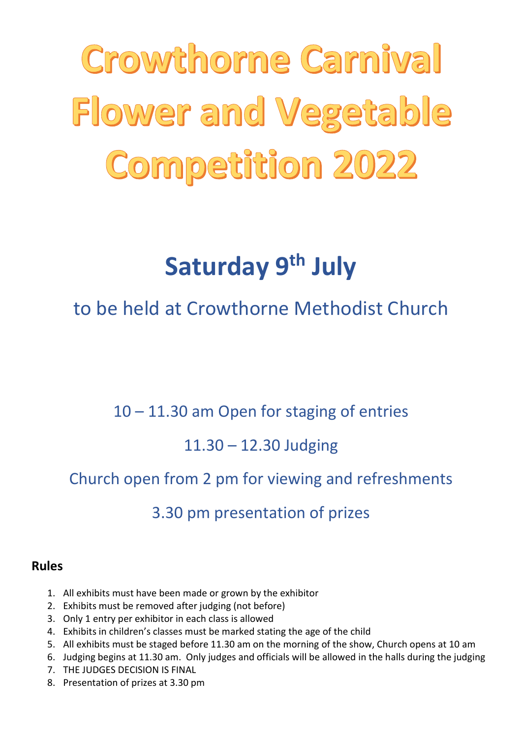# Crowthorne Carnival Flower and Vegetable Competition 2022

## Saturday 9th July

to be held at Crowthorne Methodist Church

10 – 11.30 am Open for staging of entries

11.30 – 12.30 Judging

Church open from 2 pm for viewing and refreshments

3.30 pm presentation of prizes

**Rules**

1. All exhibits must have been made or grown by the exhibitor
2. Exhibits must be removed after judging (not before)
3. Only 1 entry per exhibitor in each class is allowed
4. Exhibits in children's classes must be marked stating the age of the child
5. All exhibits must be staged before 11.30 am on the morning of the show, Church opens at 10 am
6. Judging begins at 11.30 am. Only judges and officials will be allowed in the halls during the judging
7. THE JUDGES DECISION IS FINAL
8. Presentation of prizes at 3.30 pm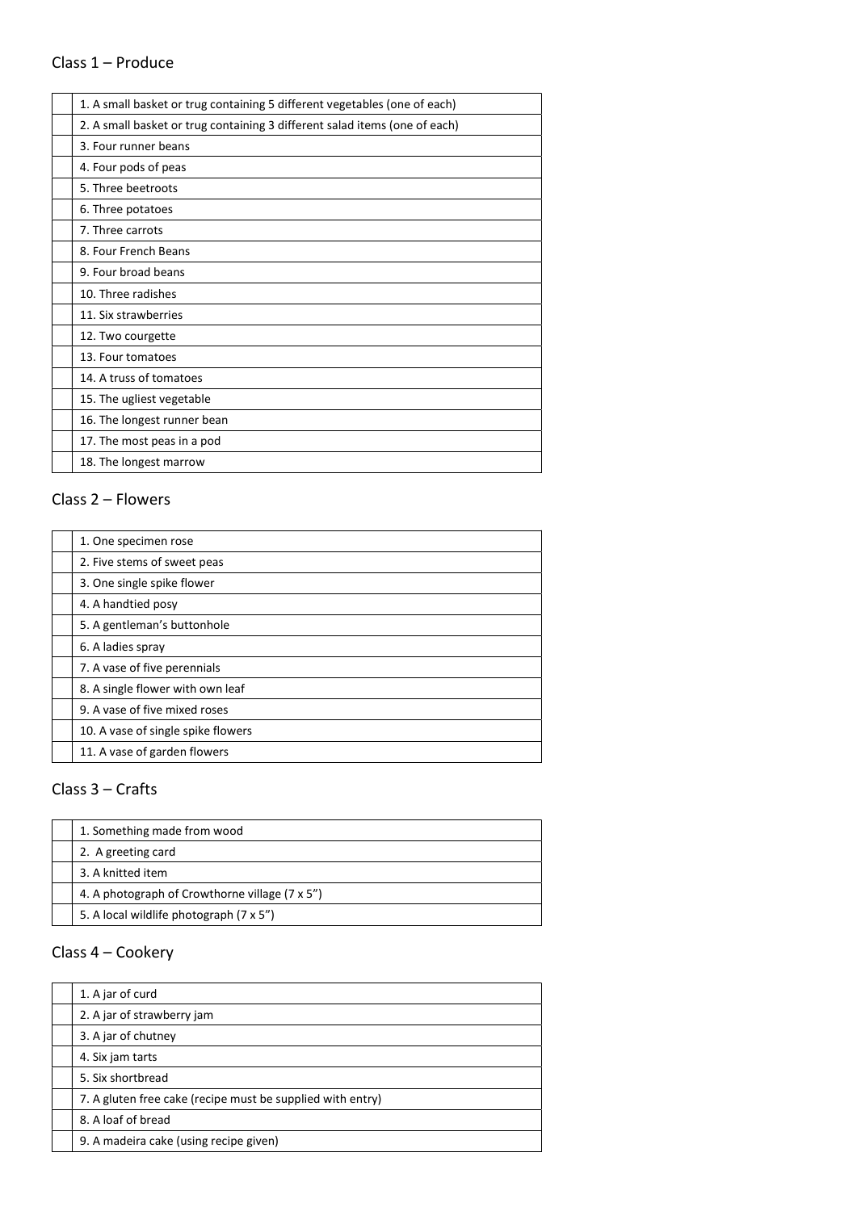## Class 1 – Produce

| | |
|---|---|
| | 1. A small basket or trug containing 5 different vegetables (one of each) |
| | 2. A small basket or trug containing 3 different salad items (one of each) |
| | 3. Four runner beans |
| | 4. Four pods of peas |
| | 5. Three beetroots |
| | 6. Three potatoes |
| | 7. Three carrots |
| | 8. Four French Beans |
| | 9. Four broad beans |
| | 10. Three radishes |
| | 11. Six strawberries |
| | 12. Two courgette |
| | 13. Four tomatoes |
| | 14. A truss of tomatoes |
| | 15. The ugliest vegetable |
| | 16. The longest runner bean |
| | 17. The most peas in a pod |
| | 18. The longest marrow |

## Class 2 – Flowers

| | |
|---|---|
| | 1. One specimen rose |
| | 2. Five stems of sweet peas |
| | 3. One single spike flower |
| | 4. A handtied posy |
| | 5. A gentleman's buttonhole |
| | 6. A ladies spray |
| | 7. A vase of five perennials |
| | 8. A single flower with own leaf |
| | 9. A vase of five mixed roses |
| | 10. A vase of single spike flowers |
| | 11. A vase of garden flowers |

## Class 3 – Crafts

| | |
|---|---|
| | 1. Something made from wood |
| | 2. A greeting card |
| | 3. A knitted item |
| | 4. A photograph of Crowthorne village (7 x 5") |
| | 5. A local wildlife photograph (7 x 5") |

## Class 4 – Cookery

| | |
|---|---|
| | 1. A jar of curd |
| | 2. A jar of strawberry jam |
| | 3. A jar of chutney |
| | 4. Six jam tarts |
| | 5. Six shortbread |
| | 7. A gluten free cake (recipe must be supplied with entry) |
| | 8. A loaf of bread |
| | 9. A madeira cake (using recipe given) |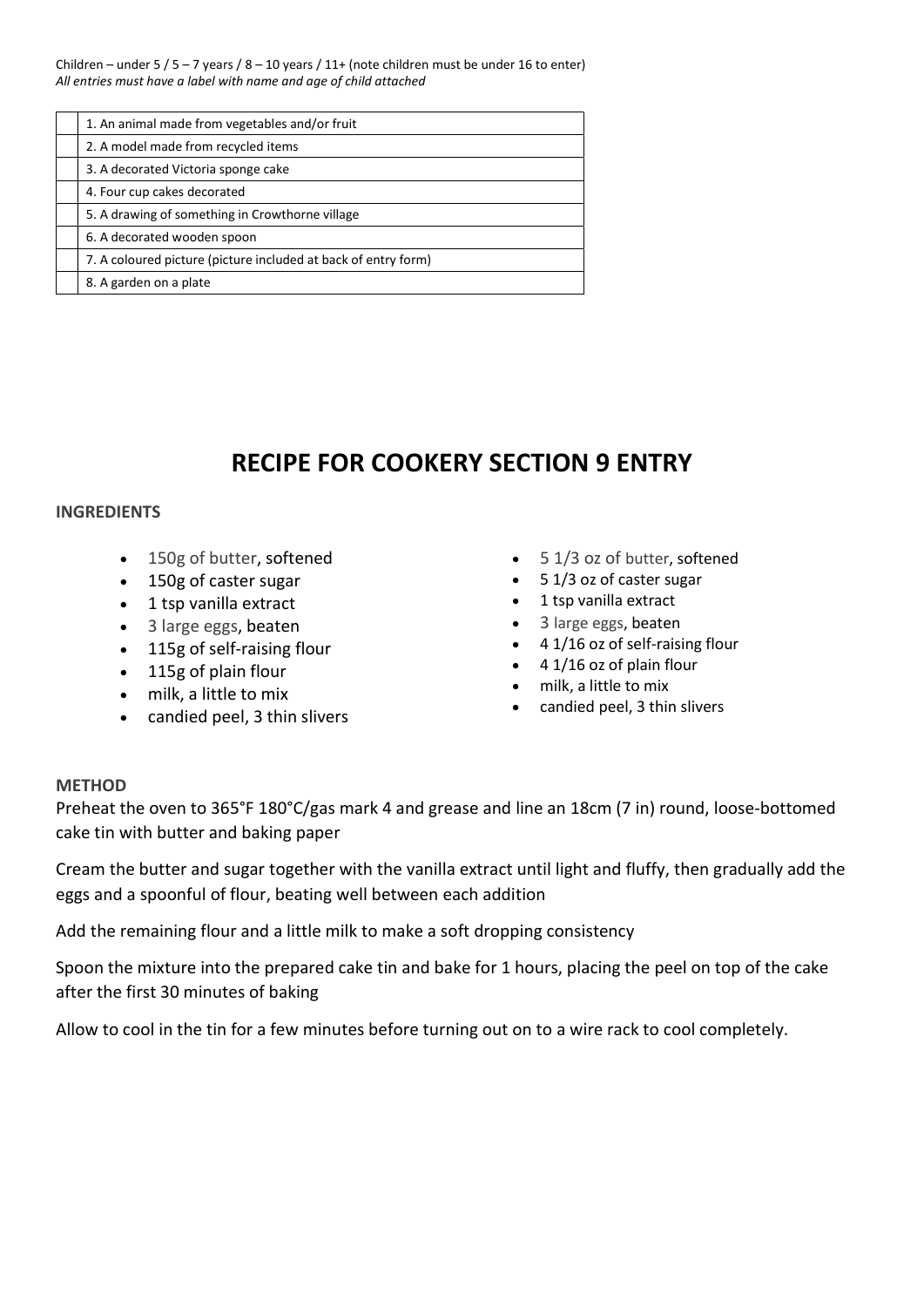Children – under 5 / 5 – 7 years / 8 – 10 years / 11+ (note children must be under 16 to enter)
*All entries must have a label with name and age of child attached*

| | |
|---|---|
| | 1. An animal made from vegetables and/or fruit |
| | 2. A model made from recycled items |
| | 3. A decorated Victoria sponge cake |
| | 4. Four cup cakes decorated |
| | 5. A drawing of something in Crowthorne village |
| | 6. A decorated wooden spoon |
| | 7. A coloured picture (picture included at back of entry form) |
| | 8. A garden on a plate |

# RECIPE FOR COOKERY SECTION 9 ENTRY

**INGREDIENTS**

- 150g of butter, softened
- 150g of caster sugar
- 1 tsp vanilla extract
- 3 large eggs, beaten
- 115g of self-raising flour
- 115g of plain flour
- milk, a little to mix
- candied peel, 3 thin slivers

- 5 1/3 oz of butter, softened
- 5 1/3 oz of caster sugar
- 1 tsp vanilla extract
- 3 large eggs, beaten
- 4 1/16 oz of self-raising flour
- 4 1/16 oz of plain flour
- milk, a little to mix
- candied peel, 3 thin slivers

**METHOD**

Preheat the oven to 365°F 180°C/gas mark 4 and grease and line an 18cm (7 in) round, loose-bottomed cake tin with butter and baking paper

Cream the butter and sugar together with the vanilla extract until light and fluffy, then gradually add the eggs and a spoonful of flour, beating well between each addition

Add the remaining flour and a little milk to make a soft dropping consistency

Spoon the mixture into the prepared cake tin and bake for 1 hours, placing the peel on top of the cake after the first 30 minutes of baking

Allow to cool in the tin for a few minutes before turning out on to a wire rack to cool completely.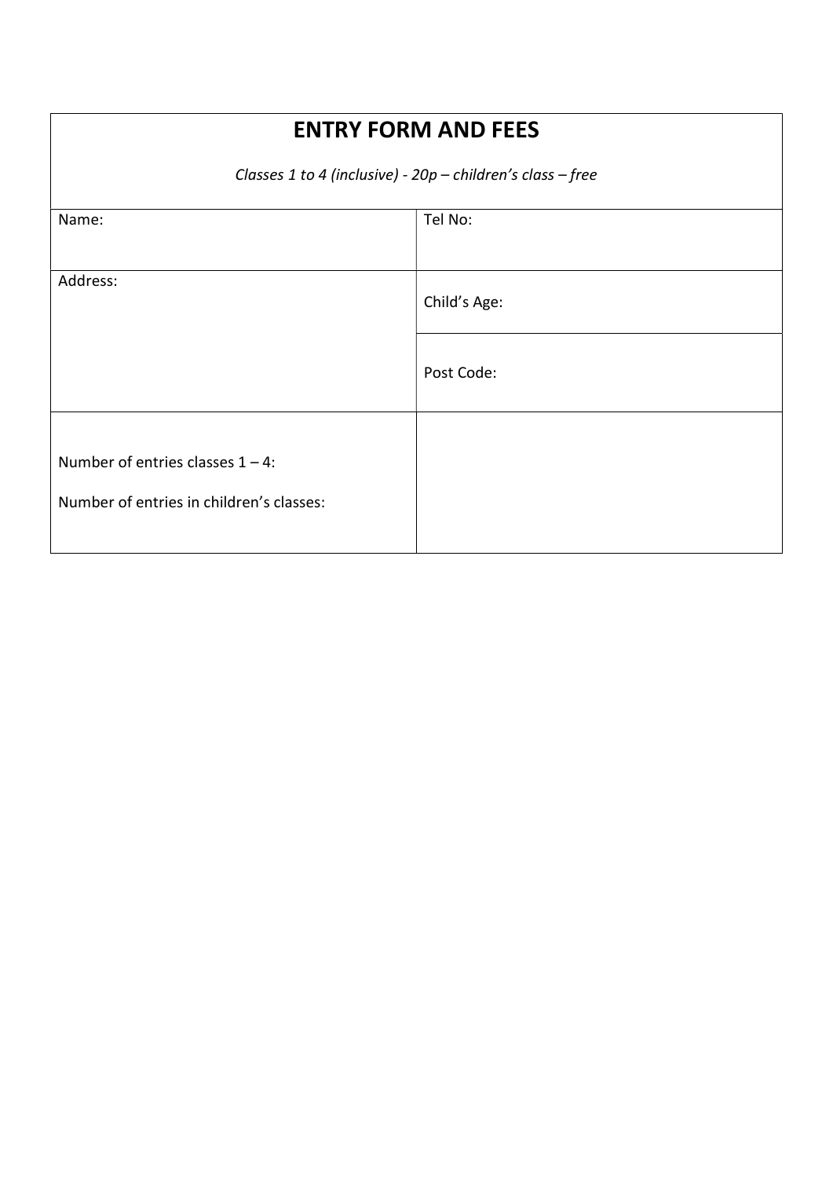## ENTRY FORM AND FEES

*Classes 1 to 4 (inclusive) - 20p – children's class – free*

| | |
|---|---|
| Name: | Tel No: |
| Address: | Child's Age: |
| | Post Code: |
| Number of entries classes 1 – 4:<br><br>Number of entries in children's classes: | |